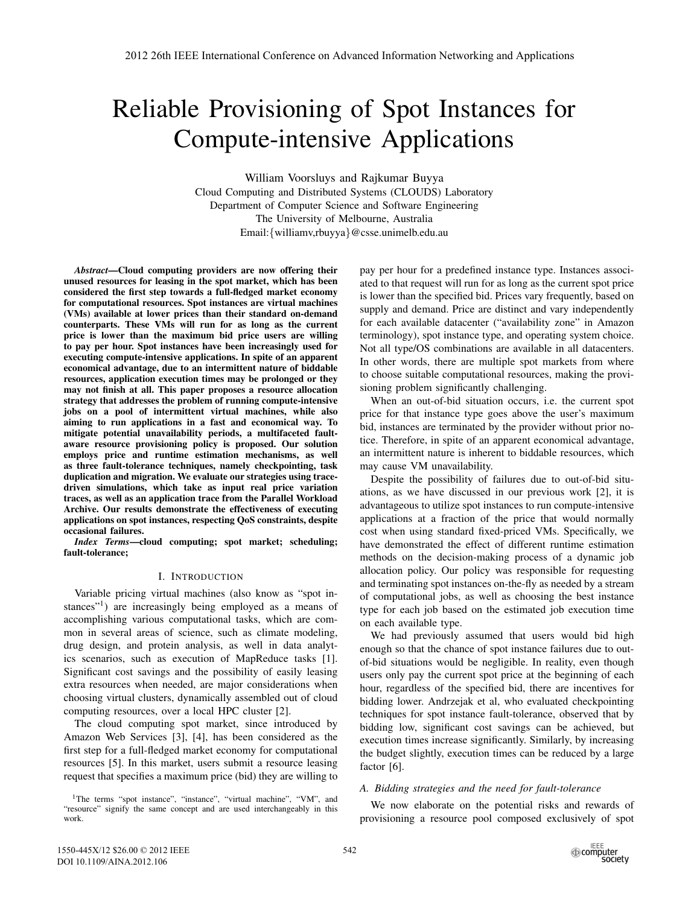# Reliable Provisioning of Spot Instances for Compute-intensive Applications

William Voorsluys and Rajkumar Buyya
Cloud Computing and Distributed Systems (CLOUDS) Laboratory
Department of Computer Science and Software Engineering
The University of Melbourne, Australia
Email:{williamv,rbuyya}@csse.unimelb.edu.au

***Abstract*—Cloud computing providers are now offering their unused resources for leasing in the spot market, which has been considered the first step towards a full-fledged market economy for computational resources. Spot instances are virtual machines (VMs) available at lower prices than their standard on-demand counterparts. These VMs will run for as long as the current price is lower than the maximum bid price users are willing to pay per hour. Spot instances have been increasingly used for executing compute-intensive applications. In spite of an apparent economical advantage, due to an intermittent nature of biddable resources, application execution times may be prolonged or they may not finish at all. This paper proposes a resource allocation strategy that addresses the problem of running compute-intensive jobs on a pool of intermittent virtual machines, while also aiming to run applications in a fast and economical way. To mitigate potential unavailability periods, a multifaceted fault-aware resource provisioning policy is proposed. Our solution employs price and runtime estimation mechanisms, as well as three fault-tolerance techniques, namely checkpointing, task duplication and migration. We evaluate our strategies using trace-driven simulations, which take as input real price variation traces, as well as an application trace from the Parallel Workload Archive. Our results demonstrate the effectiveness of executing applications on spot instances, respecting QoS constraints, despite occasional failures.**

***Index Terms*—cloud computing; spot market; scheduling; fault-tolerance;**

## I. Introduction

Variable pricing virtual machines (also know as "spot instances"[1]) are increasingly being employed as a means of accomplishing various computational tasks, which are common in several areas of science, such as climate modeling, drug design, and protein analysis, as well in data analytics scenarios, such as execution of MapReduce tasks [1]. Significant cost savings and the possibility of easily leasing extra resources when needed, are major considerations when choosing virtual clusters, dynamically assembled out of cloud computing resources, over a local HPC cluster [2].

The cloud computing spot market, since introduced by Amazon Web Services [3], [4], has been considered as the first step for a full-fledged market economy for computational resources [5]. In this market, users submit a resource leasing request that specifies a maximum price (bid) they are willing to pay per hour for a predefined instance type. Instances associated to that request will run for as long as the current spot price is lower than the specified bid. Prices vary frequently, based on supply and demand. Price are distinct and vary independently for each available datacenter ("availability zone" in Amazon terminology), spot instance type, and operating system choice. Not all type/OS combinations are available in all datacenters. In other words, there are multiple spot markets from where to choose suitable computational resources, making the provisioning problem significantly challenging.

When an out-of-bid situation occurs, i.e. the current spot price for that instance type goes above the user's maximum bid, instances are terminated by the provider without prior notice. Therefore, in spite of an apparent economical advantage, an intermittent nature is inherent to biddable resources, which may cause VM unavailability.

Despite the possibility of failures due to out-of-bid situations, as we have discussed in our previous work [2], it is advantageous to utilize spot instances to run compute-intensive applications at a fraction of the price that would normally cost when using standard fixed-priced VMs. Specifically, we have demonstrated the effect of different runtime estimation methods on the decision-making process of a dynamic job allocation policy. Our policy was responsible for requesting and terminating spot instances on-the-fly as needed by a stream of computational jobs, as well as choosing the best instance type for each job based on the estimated job execution time on each available type.

We had previously assumed that users would bid high enough so that the chance of spot instance failures due to out-of-bid situations would be negligible. In reality, even though users only pay the current spot price at the beginning of each hour, regardless of the specified bid, there are incentives for bidding lower. Andrzejak et al, who evaluated checkpointing techniques for spot instance fault-tolerance, observed that by bidding low, significant cost savings can be achieved, but execution times increase significantly. Similarly, by increasing the budget slightly, execution times can be reduced by a large factor [6].

### A. Bidding strategies and the need for fault-tolerance

We now elaborate on the potential risks and rewards of provisioning a resource pool composed exclusively of spot

[1]The terms "spot instance", "instance", "virtual machine", "VM", and "resource" signify the same concept and are used interchangeably in this work.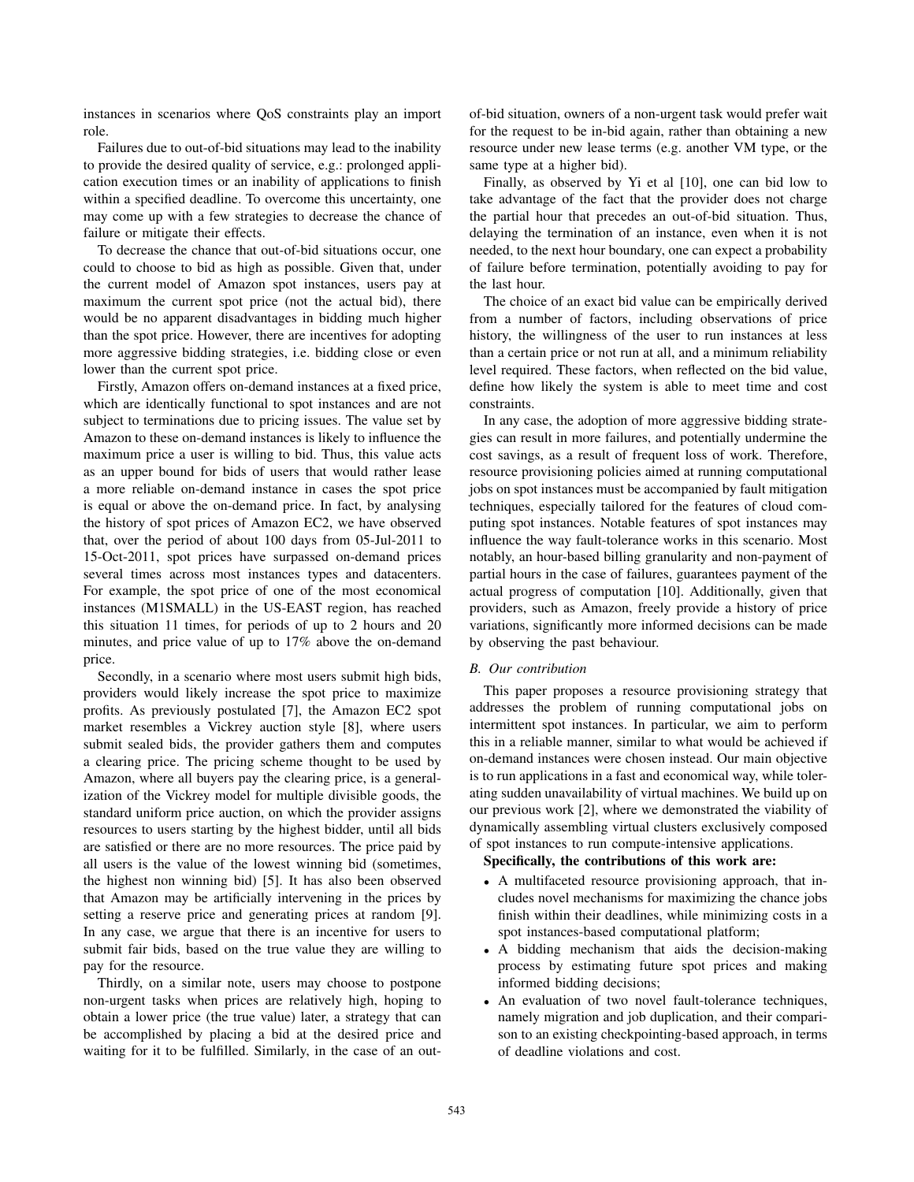instances in scenarios where QoS constraints play an import role.

Failures due to out-of-bid situations may lead to the inability to provide the desired quality of service, e.g.: prolonged application execution times or an inability of applications to finish within a specified deadline. To overcome this uncertainty, one may come up with a few strategies to decrease the chance of failure or mitigate their effects.

To decrease the chance that out-of-bid situations occur, one could to choose to bid as high as possible. Given that, under the current model of Amazon spot instances, users pay at maximum the current spot price (not the actual bid), there would be no apparent disadvantages in bidding much higher than the spot price. However, there are incentives for adopting more aggressive bidding strategies, i.e. bidding close or even lower than the current spot price.

Firstly, Amazon offers on-demand instances at a fixed price, which are identically functional to spot instances and are not subject to terminations due to pricing issues. The value set by Amazon to these on-demand instances is likely to influence the maximum price a user is willing to bid. Thus, this value acts as an upper bound for bids of users that would rather lease a more reliable on-demand instance in cases the spot price is equal or above the on-demand price. In fact, by analysing the history of spot prices of Amazon EC2, we have observed that, over the period of about 100 days from 05-Jul-2011 to 15-Oct-2011, spot prices have surpassed on-demand prices several times across most instances types and datacenters. For example, the spot price of one of the most economical instances (M1SMALL) in the US-EAST region, has reached this situation 11 times, for periods of up to 2 hours and 20 minutes, and price value of up to 17% above the on-demand price.

Secondly, in a scenario where most users submit high bids, providers would likely increase the spot price to maximize profits. As previously postulated [7], the Amazon EC2 spot market resembles a Vickrey auction style [8], where users submit sealed bids, the provider gathers them and computes a clearing price. The pricing scheme thought to be used by Amazon, where all buyers pay the clearing price, is a generalization of the Vickrey model for multiple divisible goods, the standard uniform price auction, on which the provider assigns resources to users starting by the highest bidder, until all bids are satisfied or there are no more resources. The price paid by all users is the value of the lowest winning bid (sometimes, the highest non winning bid) [5]. It has also been observed that Amazon may be artificially intervening in the prices by setting a reserve price and generating prices at random [9]. In any case, we argue that there is an incentive for users to submit fair bids, based on the true value they are willing to pay for the resource.

Thirdly, on a similar note, users may choose to postpone non-urgent tasks when prices are relatively high, hoping to obtain a lower price (the true value) later, a strategy that can be accomplished by placing a bid at the desired price and waiting for it to be fulfilled. Similarly, in the case of an out-of-bid situation, owners of a non-urgent task would prefer wait for the request to be in-bid again, rather than obtaining a new resource under new lease terms (e.g. another VM type, or the same type at a higher bid).

Finally, as observed by Yi et al [10], one can bid low to take advantage of the fact that the provider does not charge the partial hour that precedes an out-of-bid situation. Thus, delaying the termination of an instance, even when it is not needed, to the next hour boundary, one can expect a probability of failure before termination, potentially avoiding to pay for the last hour.

The choice of an exact bid value can be empirically derived from a number of factors, including observations of price history, the willingness of the user to run instances at less than a certain price or not run at all, and a minimum reliability level required. These factors, when reflected on the bid value, define how likely the system is able to meet time and cost constraints.

In any case, the adoption of more aggressive bidding strategies can result in more failures, and potentially undermine the cost savings, as a result of frequent loss of work. Therefore, resource provisioning policies aimed at running computational jobs on spot instances must be accompanied by fault mitigation techniques, especially tailored for the features of cloud computing spot instances. Notable features of spot instances may influence the way fault-tolerance works in this scenario. Most notably, an hour-based billing granularity and non-payment of partial hours in the case of failures, guarantees payment of the actual progress of computation [10]. Additionally, given that providers, such as Amazon, freely provide a history of price variations, significantly more informed decisions can be made by observing the past behaviour.

### *B. Our contribution*

This paper proposes a resource provisioning strategy that addresses the problem of running computational jobs on intermittent spot instances. In particular, we aim to perform this in a reliable manner, similar to what would be achieved if on-demand instances were chosen instead. Our main objective is to run applications in a fast and economical way, while tolerating sudden unavailability of virtual machines. We build up on our previous work [2], where we demonstrated the viability of dynamically assembling virtual clusters exclusively composed of spot instances to run compute-intensive applications.

**Specifically, the contributions of this work are:**

- A multifaceted resource provisioning approach, that includes novel mechanisms for maximizing the chance jobs finish within their deadlines, while minimizing costs in a spot instances-based computational platform;
- A bidding mechanism that aids the decision-making process by estimating future spot prices and making informed bidding decisions;
- An evaluation of two novel fault-tolerance techniques, namely migration and job duplication, and their comparison to an existing checkpointing-based approach, in terms of deadline violations and cost.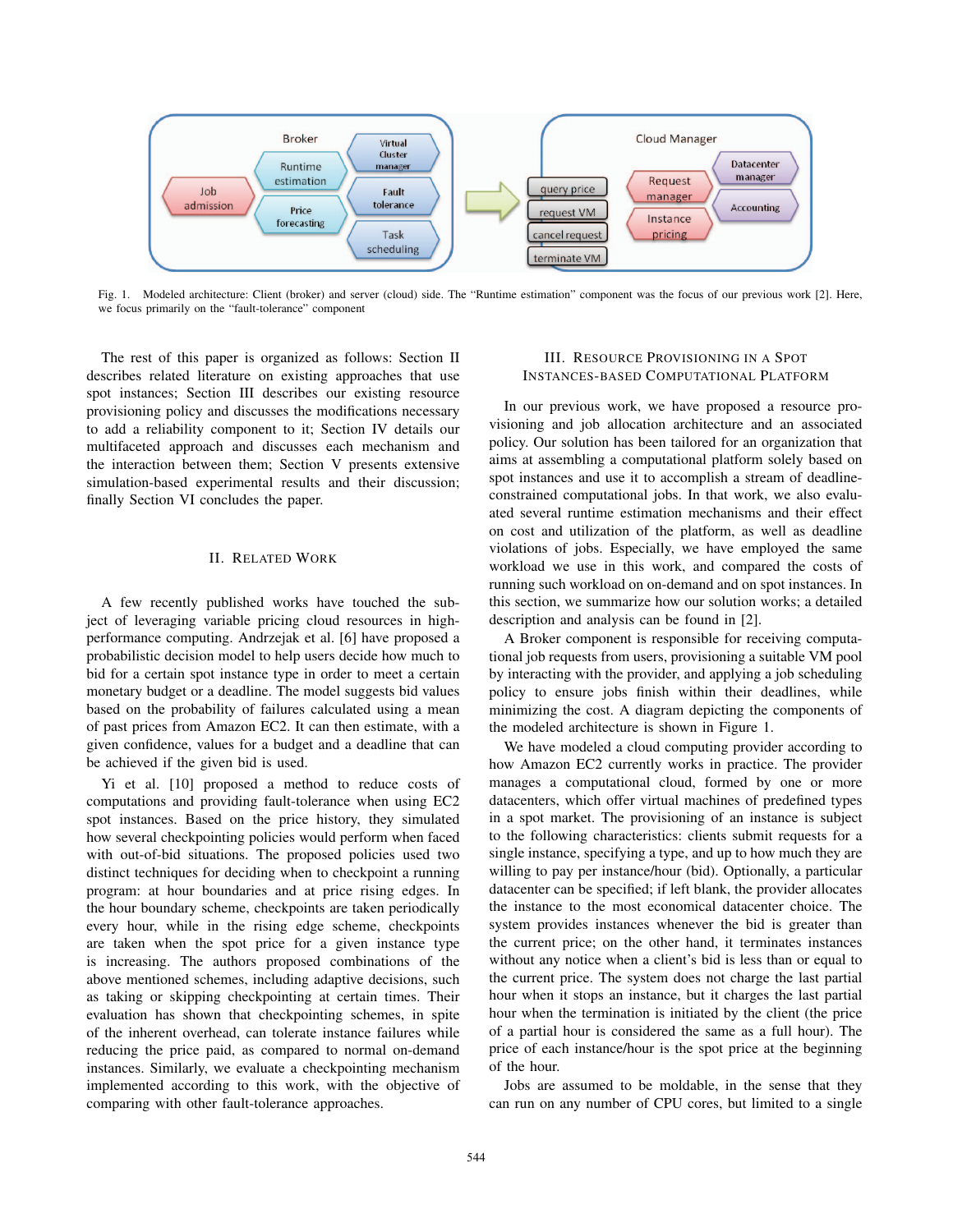Fig. 1. Modeled architecture: Client (broker) and server (cloud) side. The "Runtime estimation" component was the focus of our previous work [2]. Here, we focus primarily on the "fault-tolerance" component

The rest of this paper is organized as follows: Section II describes related literature on existing approaches that use spot instances; Section III describes our existing resource provisioning policy and discusses the modifications necessary to add a reliability component to it; Section IV details our multifaceted approach and discusses each mechanism and the interaction between them; Section V presents extensive simulation-based experimental results and their discussion; finally Section VI concludes the paper.

## II. Related Work

A few recently published works have touched the subject of leveraging variable pricing cloud resources in high-performance computing. Andrzejak et al. [6] have proposed a probabilistic decision model to help users decide how much to bid for a certain spot instance type in order to meet a certain monetary budget or a deadline. The model suggests bid values based on the probability of failures calculated using a mean of past prices from Amazon EC2. It can then estimate, with a given confidence, values for a budget and a deadline that can be achieved if the given bid is used.

Yi et al. [10] proposed a method to reduce costs of computations and providing fault-tolerance when using EC2 spot instances. Based on the price history, they simulated how several checkpointing policies would perform when faced with out-of-bid situations. The proposed policies used two distinct techniques for deciding when to checkpoint a running program: at hour boundaries and at price rising edges. In the hour boundary scheme, checkpoints are taken periodically every hour, while in the rising edge scheme, checkpoints are taken when the spot price for a given instance type is increasing. The authors proposed combinations of the above mentioned schemes, including adaptive decisions, such as taking or skipping checkpointing at certain times. Their evaluation has shown that checkpointing schemes, in spite of the inherent overhead, can tolerate instance failures while reducing the price paid, as compared to normal on-demand instances. Similarly, we evaluate a checkpointing mechanism implemented according to this work, with the objective of comparing with other fault-tolerance approaches.

## III. Resource Provisioning in a Spot Instances-based Computational Platform

In our previous work, we have proposed a resource provisioning and job allocation architecture and an associated policy. Our solution has been tailored for an organization that aims at assembling a computational platform solely based on spot instances and use it to accomplish a stream of deadline-constrained computational jobs. In that work, we also evaluated several runtime estimation mechanisms and their effect on cost and utilization of the platform, as well as deadline violations of jobs. Especially, we have employed the same workload we use in this work, and compared the costs of running such workload on on-demand and on spot instances. In this section, we summarize how our solution works; a detailed description and analysis can be found in [2].

A Broker component is responsible for receiving computational job requests from users, provisioning a suitable VM pool by interacting with the provider, and applying a job scheduling policy to ensure jobs finish within their deadlines, while minimizing the cost. A diagram depicting the components of the modeled architecture is shown in Figure 1.

We have modeled a cloud computing provider according to how Amazon EC2 currently works in practice. The provider manages a computational cloud, formed by one or more datacenters, which offer virtual machines of predefined types in a spot market. The provisioning of an instance is subject to the following characteristics: clients submit requests for a single instance, specifying a type, and up to how much they are willing to pay per instance/hour (bid). Optionally, a particular datacenter can be specified; if left blank, the provider allocates the instance to the most economical datacenter choice. The system provides instances whenever the bid is greater than the current price; on the other hand, it terminates instances without any notice when a client's bid is less than or equal to the current price. The system does not charge the last partial hour when it stops an instance, but it charges the last partial hour when the termination is initiated by the client (the price of a partial hour is considered the same as a full hour). The price of each instance/hour is the spot price at the beginning of the hour.

Jobs are assumed to be moldable, in the sense that they can run on any number of CPU cores, but limited to a single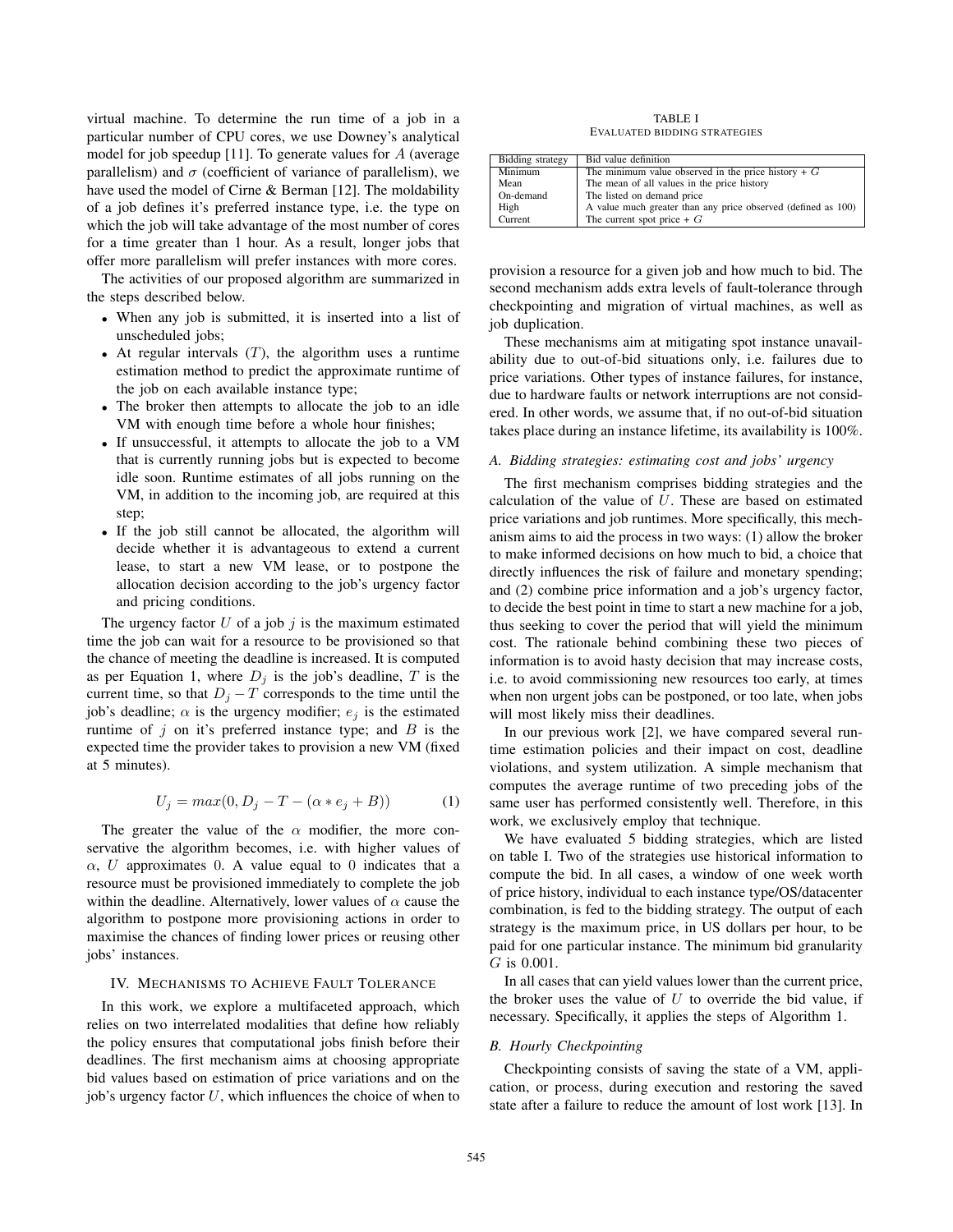virtual machine. To determine the run time of a job in a particular number of CPU cores, we use Downey's analytical model for job speedup [11]. To generate values for $A$ (average parallelism) and $\sigma$ (coefficient of variance of parallelism), we have used the model of Cirne & Berman [12]. The moldability of a job defines it's preferred instance type, i.e. the type on which the job will take advantage of the most number of cores for a time greater than 1 hour. As a result, longer jobs that offer more parallelism will prefer instances with more cores.

The activities of our proposed algorithm are summarized in the steps described below.

- When any job is submitted, it is inserted into a list of unscheduled jobs;
- At regular intervals ($T$), the algorithm uses a runtime estimation method to predict the approximate runtime of the job on each available instance type;
- The broker then attempts to allocate the job to an idle VM with enough time before a whole hour finishes;
- If unsuccessful, it attempts to allocate the job to a VM that is currently running jobs but is expected to become idle soon. Runtime estimates of all jobs running on the VM, in addition to the incoming job, are required at this step;
- If the job still cannot be allocated, the algorithm will decide whether it is advantageous to extend a current lease, to start a new VM lease, or to postpone the allocation decision according to the job's urgency factor and pricing conditions.

The urgency factor $U$ of a job $j$ is the maximum estimated time the job can wait for a resource to be provisioned so that the chance of meeting the deadline is increased. It is computed as per Equation 1, where $D_j$ is the job's deadline, $T$ is the current time, so that $D_j - T$ corresponds to the time until the job's deadline; $\alpha$ is the urgency modifier; $e_j$ is the estimated runtime of $j$ on it's preferred instance type; and $B$ is the expected time the provider takes to provision a new VM (fixed at 5 minutes).

$$U_j = max(0, D_j - T - (\alpha * e_j + B)) \tag{1}$$

The greater the value of the $\alpha$ modifier, the more conservative the algorithm becomes, i.e. with higher values of $\alpha$, $U$ approximates 0. A value equal to 0 indicates that a resource must be provisioned immediately to complete the job within the deadline. Alternatively, lower values of $\alpha$ cause the algorithm to postpone more provisioning actions in order to maximise the chances of finding lower prices or reusing other jobs' instances.

## IV. Mechanisms to Achieve Fault Tolerance

In this work, we explore a multifaceted approach, which relies on two interrelated modalities that define how reliably the policy ensures that computational jobs finish before their deadlines. The first mechanism aims at choosing appropriate bid values based on estimation of price variations and on the job's urgency factor $U$, which influences the choice of when to provision a resource for a given job and how much to bid. The second mechanism adds extra levels of fault-tolerance through checkpointing and migration of virtual machines, as well as job duplication.

TABLE I
Evaluated bidding strategies

| Bidding strategy | Bid value definition |
|---|---|
| Minimum | The minimum value observed in the price history + $G$ |
| Mean | The mean of all values in the price history |
| On-demand | The listed on demand price |
| High | A value much greater than any price observed (defined as 100) |
| Current | The current spot price + $G$ |

These mechanisms aim at mitigating spot instance unavailability due to out-of-bid situations only, i.e. failures due to price variations. Other types of instance failures, for instance, due to hardware faults or network interruptions are not considered. In other words, we assume that, if no out-of-bid situation takes place during an instance lifetime, its availability is 100%.

### A. Bidding strategies: estimating cost and jobs' urgency

The first mechanism comprises bidding strategies and the calculation of the value of $U$. These are based on estimated price variations and job runtimes. More specifically, this mechanism aims to aid the process in two ways: (1) allow the broker to make informed decisions on how much to bid, a choice that directly influences the risk of failure and monetary spending; and (2) combine price information and a job's urgency factor, to decide the best point in time to start a new machine for a job, thus seeking to cover the period that will yield the minimum cost. The rationale behind combining these two pieces of information is to avoid hasty decision that may increase costs, i.e. to avoid commissioning new resources too early, at times when non urgent jobs can be postponed, or too late, when jobs will most likely miss their deadlines.

In our previous work [2], we have compared several runtime estimation policies and their impact on cost, deadline violations, and system utilization. A simple mechanism that computes the average runtime of two preceding jobs of the same user has performed consistently well. Therefore, in this work, we exclusively employ that technique.

We have evaluated 5 bidding strategies, which are listed on table I. Two of the strategies use historical information to compute the bid. In all cases, a window of one week worth of price history, individual to each instance type/OS/datacenter combination, is fed to the bidding strategy. The output of each strategy is the maximum price, in US dollars per hour, to be paid for one particular instance. The minimum bid granularity $G$ is 0.001.

In all cases that can yield values lower than the current price, the broker uses the value of $U$ to override the bid value, if necessary. Specifically, it applies the steps of Algorithm 1.

### B. Hourly Checkpointing

Checkpointing consists of saving the state of a VM, application, or process, during execution and restoring the saved state after a failure to reduce the amount of lost work [13]. In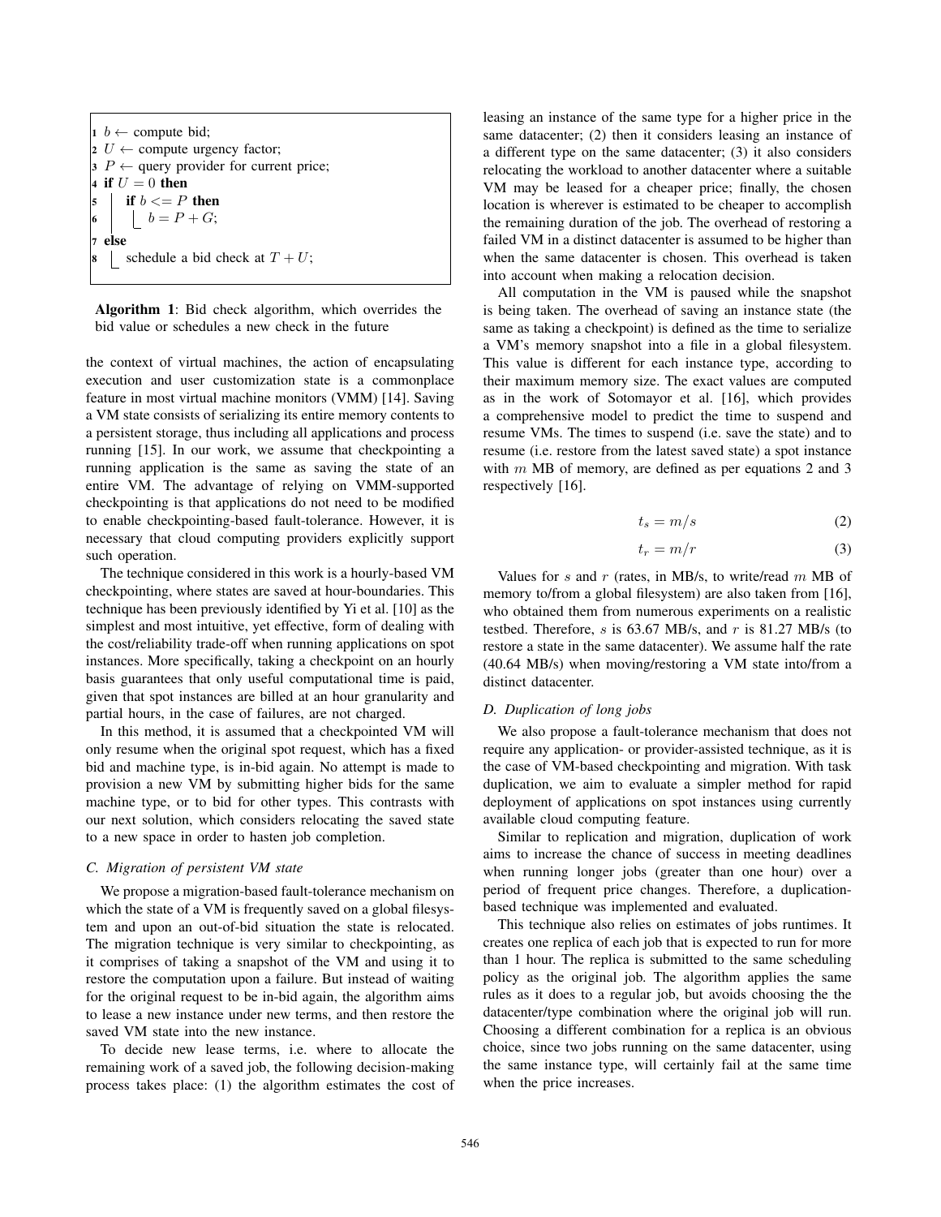```
1 b ← compute bid;
2 U ← compute urgency factor;
3 P ← query provider for current price;
4 if U = 0 then
5     if b <= P then
6         b = P + G;
7 else
8     schedule a bid check at T + U;
```

**Algorithm 1**: Bid check algorithm, which overrides the bid value or schedules a new check in the future

the context of virtual machines, the action of encapsulating execution and user customization state is a commonplace feature in most virtual machine monitors (VMM) [14]. Saving a VM state consists of serializing its entire memory contents to a persistent storage, thus including all applications and process running [15]. In our work, we assume that checkpointing a running application is the same as saving the state of an entire VM. The advantage of relying on VMM-supported checkpointing is that applications do not need to be modified to enable checkpointing-based fault-tolerance. However, it is necessary that cloud computing providers explicitly support such operation.

The technique considered in this work is a hourly-based VM checkpointing, where states are saved at hour-boundaries. This technique has been previously identified by Yi et al. [10] as the simplest and most intuitive, yet effective, form of dealing with the cost/reliability trade-off when running applications on spot instances. More specifically, taking a checkpoint on an hourly basis guarantees that only useful computational time is paid, given that spot instances are billed at an hour granularity and partial hours, in the case of failures, are not charged.

In this method, it is assumed that a checkpointed VM will only resume when the original spot request, which has a fixed bid and machine type, is in-bid again. No attempt is made to provision a new VM by submitting higher bids for the same machine type, or to bid for other types. This contrasts with our next solution, which considers relocating the saved state to a new space in order to hasten job completion.

### C. Migration of persistent VM state

We propose a migration-based fault-tolerance mechanism on which the state of a VM is frequently saved on a global filesystem and upon an out-of-bid situation the state is relocated. The migration technique is very similar to checkpointing, as it comprises of taking a snapshot of the VM and using it to restore the computation upon a failure. But instead of waiting for the original request to be in-bid again, the algorithm aims to lease a new instance under new terms, and then restore the saved VM state into the new instance.

To decide new lease terms, i.e. where to allocate the remaining work of a saved job, the following decision-making process takes place: (1) the algorithm estimates the cost of leasing an instance of the same type for a higher price in the same datacenter; (2) then it considers leasing an instance of a different type on the same datacenter; (3) it also considers relocating the workload to another datacenter where a suitable VM may be leased for a cheaper price; finally, the chosen location is wherever is estimated to be cheaper to accomplish the remaining duration of the job. The overhead of restoring a failed VM in a distinct datacenter is assumed to be higher than when the same datacenter is chosen. This overhead is taken into account when making a relocation decision.

All computation in the VM is paused while the snapshot is being taken. The overhead of saving an instance state (the same as taking a checkpoint) is defined as the time to serialize a VM's memory snapshot into a file in a global filesystem. This value is different for each instance type, according to their maximum memory size. The exact values are computed as in the work of Sotomayor et al. [16], which provides a comprehensive model to predict the time to suspend and resume VMs. The times to suspend (i.e. save the state) and to resume (i.e. restore from the latest saved state) a spot instance with $m$ MB of memory, are defined as per equations 2 and 3 respectively [16].

$$t_s = m/s \tag{2}$$

$$t_r = m/r \tag{3}$$

Values for $s$ and $r$ (rates, in MB/s, to write/read $m$ MB of memory to/from a global filesystem) are also taken from [16], who obtained them from numerous experiments on a realistic testbed. Therefore, $s$ is 63.67 MB/s, and $r$ is 81.27 MB/s (to restore a state in the same datacenter). We assume half the rate (40.64 MB/s) when moving/restoring a VM state into/from a distinct datacenter.

### D. Duplication of long jobs

We also propose a fault-tolerance mechanism that does not require any application- or provider-assisted technique, as it is the case of VM-based checkpointing and migration. With task duplication, we aim to evaluate a simpler method for rapid deployment of applications on spot instances using currently available cloud computing feature.

Similar to replication and migration, duplication of work aims to increase the chance of success in meeting deadlines when running longer jobs (greater than one hour) over a period of frequent price changes. Therefore, a duplication-based technique was implemented and evaluated.

This technique also relies on estimates of jobs runtimes. It creates one replica of each job that is expected to run for more than 1 hour. The replica is submitted to the same scheduling policy as the original job. The algorithm applies the same rules as it does to a regular job, but avoids choosing the the datacenter/type combination where the original job will run. Choosing a different combination for a replica is an obvious choice, since two jobs running on the same datacenter, using the same instance type, will certainly fail at the same time when the price increases.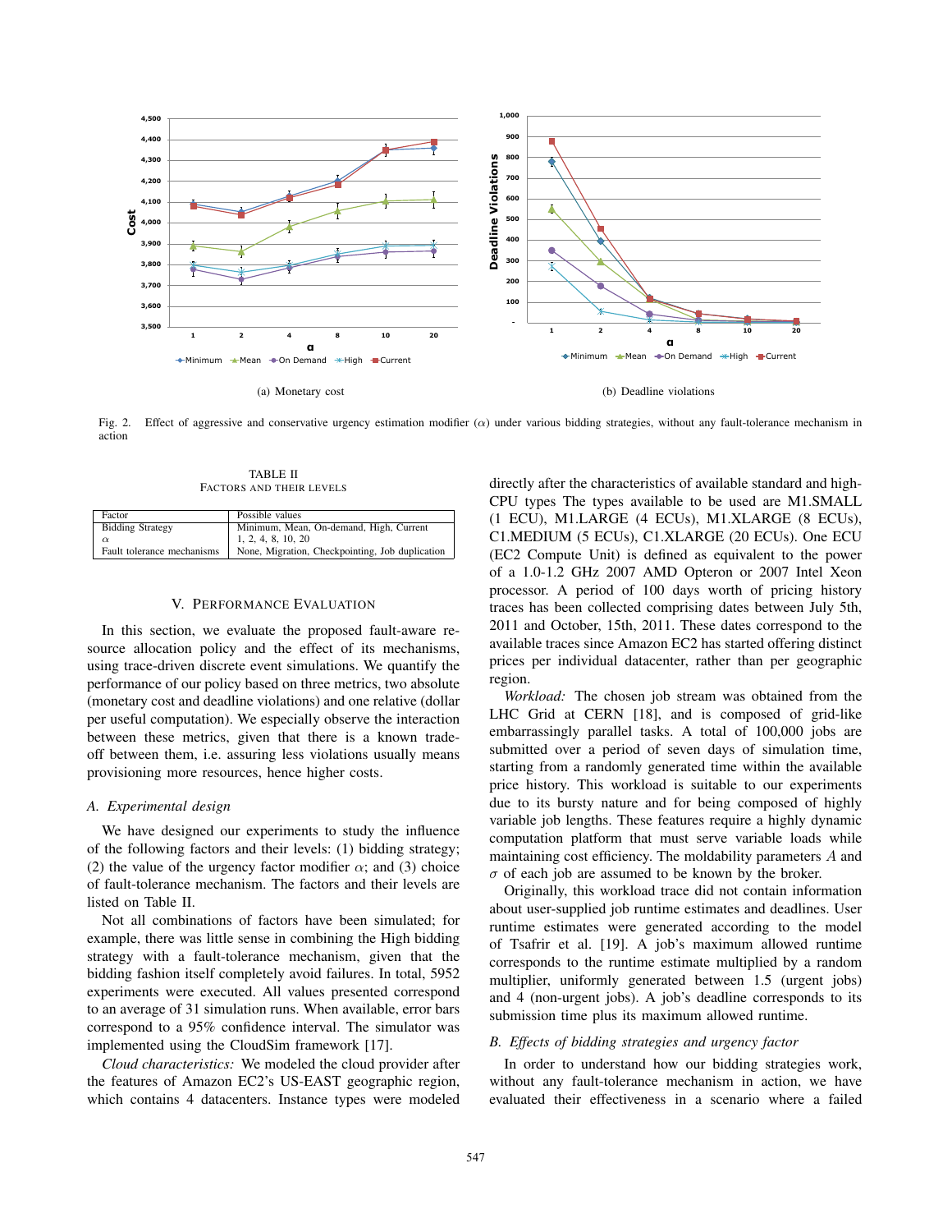(a) Monetary cost

(b) Deadline violations

Fig. 2. Effect of aggressive and conservative urgency estimation modifier ($\alpha$) under various bidding strategies, without any fault-tolerance mechanism in action

TABLE II
FACTORS AND THEIR LEVELS

| Factor | Possible values |
|---|---|
| Bidding Strategy | Minimum, Mean, On-demand, High, Current |
| $\alpha$ | 1, 2, 4, 8, 10, 20 |
| Fault tolerance mechanisms | None, Migration, Checkpointing, Job duplication |

## V. PERFORMANCE EVALUATION

In this section, we evaluate the proposed fault-aware resource allocation policy and the effect of its mechanisms, using trace-driven discrete event simulations. We quantify the performance of our policy based on three metrics, two absolute (monetary cost and deadline violations) and one relative (dollar per useful computation). We especially observe the interaction between these metrics, given that there is a known trade-off between them, i.e. assuring less violations usually means provisioning more resources, hence higher costs.

### A. Experimental design

We have designed our experiments to study the influence of the following factors and their levels: (1) bidding strategy; (2) the value of the urgency factor modifier $\alpha$; and (3) choice of fault-tolerance mechanism. The factors and their levels are listed on Table II.

Not all combinations of factors have been simulated; for example, there was little sense in combining the High bidding strategy with a fault-tolerance mechanism, given that the bidding fashion itself completely avoid failures. In total, 5952 experiments were executed. All values presented correspond to an average of 31 simulation runs. When available, error bars correspond to a 95% confidence interval. The simulator was implemented using the CloudSim framework [17].

*Cloud characteristics:* We modeled the cloud provider after the features of Amazon EC2's US-EAST geographic region, which contains 4 datacenters. Instance types were modeled directly after the characteristics of available standard and high-CPU types The types available to be used are M1.SMALL (1 ECU), M1.LARGE (4 ECUs), M1.XLARGE (8 ECUs), C1.MEDIUM (5 ECUs), C1.XLARGE (20 ECUs). One ECU (EC2 Compute Unit) is defined as equivalent to the power of a 1.0-1.2 GHz 2007 AMD Opteron or 2007 Intel Xeon processor. A period of 100 days worth of pricing history traces has been collected comprising dates between July 5th, 2011 and October, 15th, 2011. These dates correspond to the available traces since Amazon EC2 has started offering distinct prices per individual datacenter, rather than per geographic region.

*Workload:* The chosen job stream was obtained from the LHC Grid at CERN [18], and is composed of grid-like embarrassingly parallel tasks. A total of 100,000 jobs are submitted over a period of seven days of simulation time, starting from a randomly generated time within the available price history. This workload is suitable to our experiments due to its bursty nature and for being composed of highly variable job lengths. These features require a highly dynamic computation platform that must serve variable loads while maintaining cost efficiency. The moldability parameters $A$ and $\sigma$ of each job are assumed to be known by the broker.

Originally, this workload trace did not contain information about user-supplied job runtime estimates and deadlines. User runtime estimates were generated according to the model of Tsafrir et al. [19]. A job's maximum allowed runtime corresponds to the runtime estimate multiplied by a random multiplier, uniformly generated between 1.5 (urgent jobs) and 4 (non-urgent jobs). A job's deadline corresponds to its submission time plus its maximum allowed runtime.

### B. Effects of bidding strategies and urgency factor

In order to understand how our bidding strategies work, without any fault-tolerance mechanism in action, we have evaluated their effectiveness in a scenario where a failed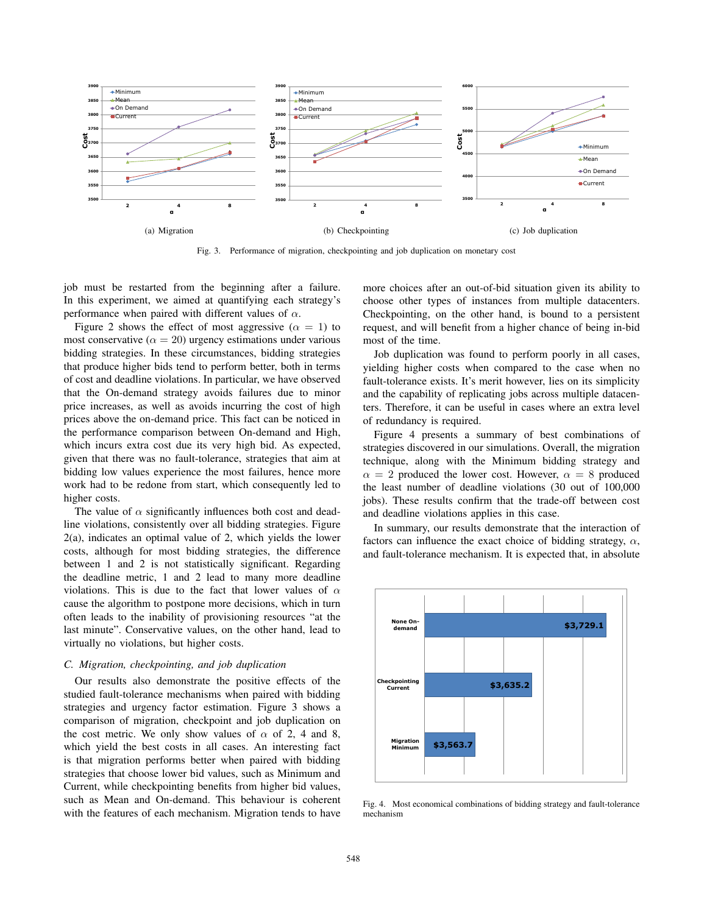Fig. 3. Performance of migration, checkpointing and job duplication on monetary cost

(a) Migration (b) Checkpointing (c) Job duplication

job must be restarted from the beginning after a failure. In this experiment, we aimed at quantifying each strategy's performance when paired with different values of $\alpha$.

Figure 2 shows the effect of most aggressive ($\alpha = 1$) to most conservative ($\alpha = 20$) urgency estimations under various bidding strategies. In these circumstances, bidding strategies that produce higher bids tend to perform better, both in terms of cost and deadline violations. In particular, we have observed that the On-demand strategy avoids failures due to minor price increases, as well as avoids incurring the cost of high prices above the on-demand price. This fact can be noticed in the performance comparison between On-demand and High, which incurs extra cost due its very high bid. As expected, given that there was no fault-tolerance, strategies that aim at bidding low values experience the most failures, hence more work had to be redone from start, which consequently led to higher costs.

The value of $\alpha$ significantly influences both cost and deadline violations, consistently over all bidding strategies. Figure 2(a), indicates an optimal value of 2, which yields the lower costs, although for most bidding strategies, the difference between 1 and 2 is not statistically significant. Regarding the deadline metric, 1 and 2 lead to many more deadline violations. This is due to the fact that lower values of $\alpha$ cause the algorithm to postpone more decisions, which in turn often leads to the inability of provisioning resources "at the last minute". Conservative values, on the other hand, lead to virtually no violations, but higher costs.

### C. Migration, checkpointing, and job duplication

Our results also demonstrate the positive effects of the studied fault-tolerance mechanisms when paired with bidding strategies and urgency factor estimation. Figure 3 shows a comparison of migration, checkpoint and job duplication on the cost metric. We only show values of $\alpha$ of 2, 4 and 8, which yield the best costs in all cases. An interesting fact is that migration performs better when paired with bidding strategies that choose lower bid values, such as Minimum and Current, while checkpointing benefits from higher bid values, such as Mean and On-demand. This behaviour is coherent with the features of each mechanism. Migration tends to have more choices after an out-of-bid situation given its ability to choose other types of instances from multiple datacenters. Checkpointing, on the other hand, is bound to a persistent request, and will benefit from a higher chance of being in-bid most of the time.

Job duplication was found to perform poorly in all cases, yielding higher costs when compared to the case when no fault-tolerance exists. It's merit however, lies on its simplicity and the capability of replicating jobs across multiple datacenters. Therefore, it can be useful in cases where an extra level of redundancy is required.

Figure 4 presents a summary of best combinations of strategies discovered in our simulations. Overall, the migration technique, along with the Minimum bidding strategy and $\alpha = 2$ produced the lower cost. However, $\alpha = 8$ produced the least number of deadline violations (30 out of 100,000 jobs). These results confirm that the trade-off between cost and deadline violations applies in this case.

In summary, our results demonstrate that the interaction of factors can influence the exact choice of bidding strategy, $\alpha$, and fault-tolerance mechanism. It is expected that, in absolute

Fig. 4. Most economical combinations of bidding strategy and fault-tolerance mechanism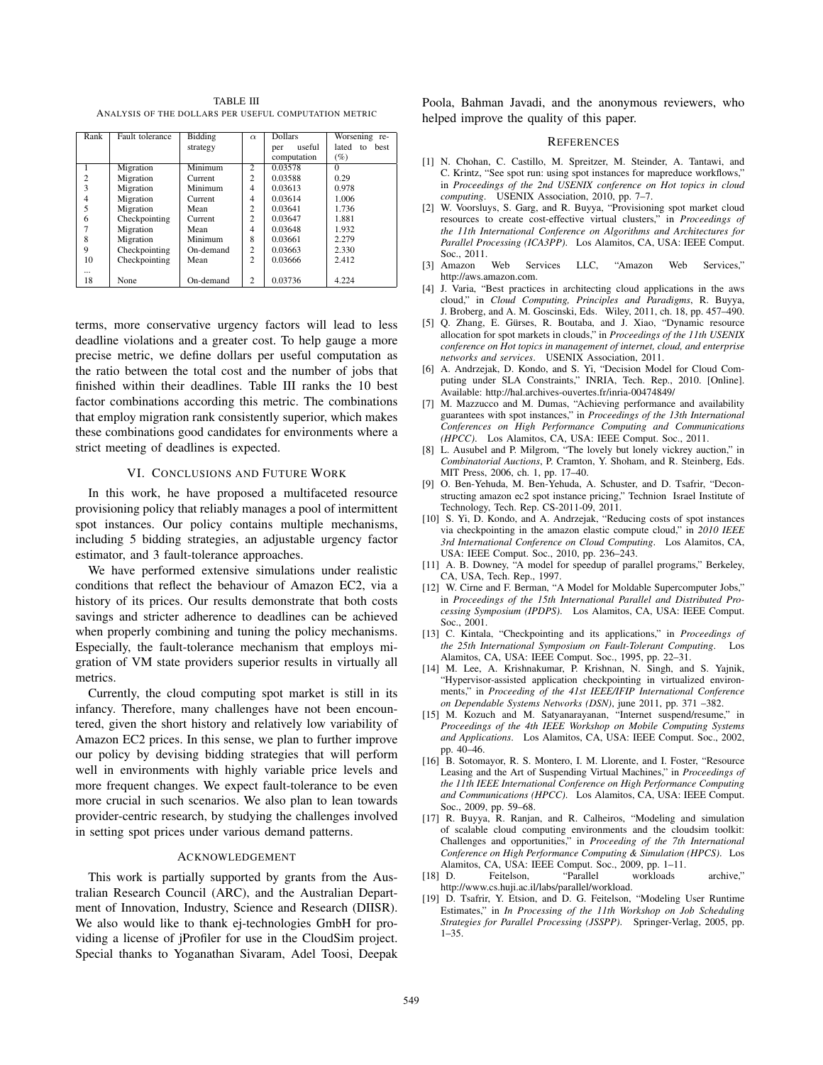TABLE III
ANALYSIS OF THE DOLLARS PER USEFUL COMPUTATION METRIC

| Rank | Fault tolerance | Bidding strategy | $\alpha$ | Dollars per useful computation | Worsening related to best (%) |
|---|---|---|---|---|---|
| 1 | Migration | Minimum | 2 | 0.03578 | 0 |
| 2 | Migration | Current | 2 | 0.03588 | 0.29 |
| 3 | Migration | Minimum | 4 | 0.03613 | 0.978 |
| 4 | Migration | Current | 4 | 0.03614 | 1.006 |
| 5 | Migration | Mean | 2 | 0.03641 | 1.736 |
| 6 | Checkpointing | Current | 2 | 0.03647 | 1.881 |
| 7 | Migration | Mean | 4 | 0.03648 | 1.932 |
| 8 | Migration | Minimum | 8 | 0.03661 | 2.279 |
| 9 | Checkpointing | On-demand | 2 | 0.03663 | 2.330 |
| 10 | Checkpointing | Mean | 2 | 0.03666 | 2.412 |
| ... | | | | | |
| 18 | None | On-demand | 2 | 0.03736 | 4.224 |

terms, more conservative urgency factors will lead to less deadline violations and a greater cost. To help gauge a more precise metric, we define dollars per useful computation as the ratio between the total cost and the number of jobs that finished within their deadlines. Table III ranks the 10 best factor combinations according this metric. The combinations that employ migration rank consistently superior, which makes these combinations good candidates for environments where a strict meeting of deadlines is expected.

## VI. Conclusions and Future Work

In this work, he have proposed a multifaceted resource provisioning policy that reliably manages a pool of intermittent spot instances. Our policy contains multiple mechanisms, including 5 bidding strategies, an adjustable urgency factor estimator, and 3 fault-tolerance approaches.

We have performed extensive simulations under realistic conditions that reflect the behaviour of Amazon EC2, via a history of its prices. Our results demonstrate that both costs savings and stricter adherence to deadlines can be achieved when properly combining and tuning the policy mechanisms. Especially, the fault-tolerance mechanism that employs migration of VM state providers superior results in virtually all metrics.

Currently, the cloud computing spot market is still in its infancy. Therefore, many challenges have not been encountered, given the short history and relatively low variability of Amazon EC2 prices. In this sense, we plan to further improve our policy by devising bidding strategies that will perform well in environments with highly variable price levels and more frequent changes. We expect fault-tolerance to be even more crucial in such scenarios. We also plan to lean towards provider-centric research, by studying the challenges involved in setting spot prices under various demand patterns.

## Acknowledgement

This work is partially supported by grants from the Australian Research Council (ARC), and the Australian Department of Innovation, Industry, Science and Research (DIISR). We also would like to thank ej-technologies GmbH for providing a license of jProfiler for use in the CloudSim project. Special thanks to Yoganathan Sivaram, Adel Toosi, Deepak Poola, Bahman Javadi, and the anonymous reviewers, who helped improve the quality of this paper.

## References

[1] N. Chohan, C. Castillo, M. Spreitzer, M. Steinder, A. Tantawi, and C. Krintz, "See spot run: using spot instances for mapreduce workflows," in *Proceedings of the 2nd USENIX conference on Hot topics in cloud computing*. USENIX Association, 2010, pp. 7–7.

[2] W. Voorsluys, S. Garg, and R. Buyya, "Provisioning spot market cloud resources to create cost-effective virtual clusters," in *Proceedings of the 11th International Conference on Algorithms and Architectures for Parallel Processing (ICA3PP)*. Los Alamitos, CA, USA: IEEE Comput. Soc., 2011.

[3] Amazon Web Services LLC, "Amazon Web Services," http://aws.amazon.com.

[4] J. Varia, "Best practices in architecting cloud applications in the aws cloud," in *Cloud Computing, Principles and Paradigms*, R. Buyya, J. Broberg, and A. M. Goscinski, Eds. Wiley, 2011, ch. 18, pp. 457–490.

[5] Q. Zhang, E. Gürses, R. Boutaba, and J. Xiao, "Dynamic resource allocation for spot markets in clouds," in *Proceedings of the 11th USENIX conference on Hot topics in management of internet, cloud, and enterprise networks and services*. USENIX Association, 2011.

[6] A. Andrzejak, D. Kondo, and S. Yi, "Decision Model for Cloud Computing under SLA Constraints," INRIA, Tech. Rep., 2010. [Online]. Available: http://hal.archives-ouvertes.fr/inria-00474849/

[7] M. Mazzucco and M. Dumas, "Achieving performance and availability guarantees with spot instances," in *Proceedings of the 13th International Conferences on High Performance Computing and Communications (HPCC)*. Los Alamitos, CA, USA: IEEE Comput. Soc., 2011.

[8] L. Ausubel and P. Milgrom, "The lovely but lonely vickrey auction," in *Combinatorial Auctions*, P. Cramton, Y. Shoham, and R. Steinberg, Eds. MIT Press, 2006, ch. 1, pp. 17–40.

[9] O. Ben-Yehuda, M. Ben-Yehuda, A. Schuster, and D. Tsafrir, "Deconstructing amazon ec2 spot instance pricing," Technion Israel Institute of Technology, Tech. Rep. CS-2011-09, 2011.

[10] S. Yi, D. Kondo, and A. Andrzejak, "Reducing costs of spot instances via checkpointing in the amazon elastic compute cloud," in *2010 IEEE 3rd International Conference on Cloud Computing*. Los Alamitos, CA, USA: IEEE Comput. Soc., 2010, pp. 236–243.

[11] A. B. Downey, "A model for speedup of parallel programs," Berkeley, CA, USA, Tech. Rep., 1997.

[12] W. Cirne and F. Berman, "A Model for Moldable Supercomputer Jobs," in *Proceedings of the 15th International Parallel and Distributed Processing Symposium (IPDPS)*. Los Alamitos, CA, USA: IEEE Comput. Soc., 2001.

[13] C. Kintala, "Checkpointing and its applications," in *Proceedings of the 25th International Symposium on Fault-Tolerant Computing*. Los Alamitos, CA, USA: IEEE Comput. Soc., 1995, pp. 22–31.

[14] M. Lee, A. Krishnakumar, P. Krishnan, N. Singh, and S. Yajnik, "Hypervisor-assisted application checkpointing in virtualized environments," in *Proceeding of the 41st IEEE/IFIP International Conference on Dependable Systems Networks (DSN)*, june 2011, pp. 371 –382.

[15] M. Kozuch and M. Satyanarayanan, "Internet suspend/resume," in *Proceedings of the 4th IEEE Workshop on Mobile Computing Systems and Applications*. Los Alamitos, CA, USA: IEEE Comput. Soc., 2002, pp. 40–46.

[16] B. Sotomayor, R. S. Montero, I. M. Llorente, and I. Foster, "Resource Leasing and the Art of Suspending Virtual Machines," in *Proceedings of the 11th IEEE International Conference on High Performance Computing and Communications (HPCC)*. Los Alamitos, CA, USA: IEEE Comput. Soc., 2009, pp. 59–68.

[17] R. Buyya, R. Ranjan, and R. Calheiros, "Modeling and simulation of scalable cloud computing environments and the cloudsim toolkit: Challenges and opportunities," in *Proceeding of the 7th International Conference on High Performance Computing & Simulation (HPCS)*. Los Alamitos, CA, USA: IEEE Comput. Soc., 2009, pp. 1–11.

[18] D. Feitelson, "Parallel workloads archive," http://www.cs.huji.ac.il/labs/parallel/workload.

[19] D. Tsafrir, Y. Etsion, and D. G. Feitelson, "Modeling User Runtime Estimates," in *In Processing of the 11th Workshop on Job Scheduling Strategies for Parallel Processing (JSSPP)*. Springer-Verlag, 2005, pp. 1–35.